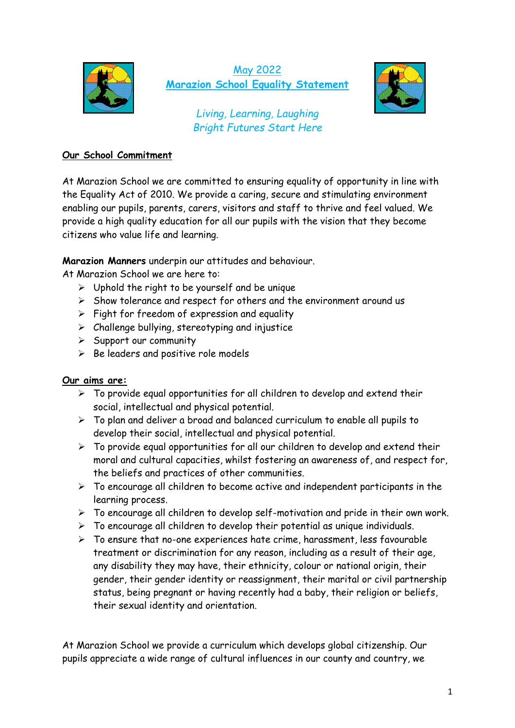May 2022

# Marazion School Equality Statement

*Living, Learning, Laughing*
*Bright Futures Start Here*

## Our School Commitment

At Marazion School we are committed to ensuring equality of opportunity in line with the Equality Act of 2010. We provide a caring, secure and stimulating environment enabling our pupils, parents, carers, visitors and staff to thrive and feel valued. We provide a high quality education for all our pupils with the vision that they become citizens who value life and learning.

**Marazion Manners** underpin our attitudes and behaviour.
At Marazion School we are here to:

- Uphold the right to be yourself and be unique
- Show tolerance and respect for others and the environment around us
- Fight for freedom of expression and equality
- Challenge bullying, stereotyping and injustice
- Support our community
- Be leaders and positive role models

## Our aims are:

- To provide equal opportunities for all children to develop and extend their social, intellectual and physical potential.
- To plan and deliver a broad and balanced curriculum to enable all pupils to develop their social, intellectual and physical potential.
- To provide equal opportunities for all our children to develop and extend their moral and cultural capacities, whilst fostering an awareness of, and respect for, the beliefs and practices of other communities.
- To encourage all children to become active and independent participants in the learning process.
- To encourage all children to develop self-motivation and pride in their own work.
- To encourage all children to develop their potential as unique individuals.
- To ensure that no-one experiences hate crime, harassment, less favourable treatment or discrimination for any reason, including as a result of their age, any disability they may have, their ethnicity, colour or national origin, their gender, their gender identity or reassignment, their marital or civil partnership status, being pregnant or having recently had a baby, their religion or beliefs, their sexual identity and orientation.

At Marazion School we provide a curriculum which develops global citizenship. Our pupils appreciate a wide range of cultural influences in our county and country, we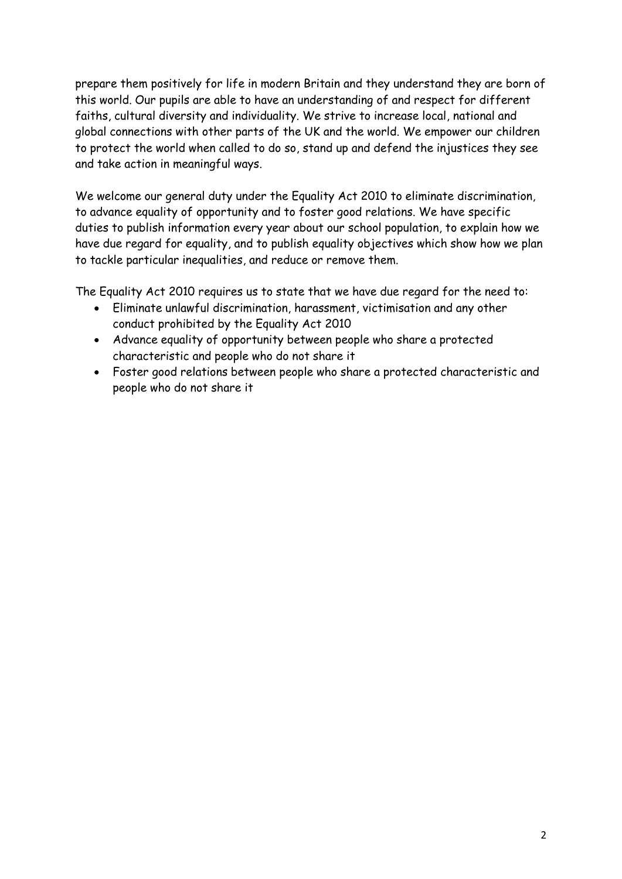prepare them positively for life in modern Britain and they understand they are born of this world. Our pupils are able to have an understanding of and respect for different faiths, cultural diversity and individuality. We strive to increase local, national and global connections with other parts of the UK and the world. We empower our children to protect the world when called to do so, stand up and defend the injustices they see and take action in meaningful ways.

We welcome our general duty under the Equality Act 2010 to eliminate discrimination, to advance equality of opportunity and to foster good relations. We have specific duties to publish information every year about our school population, to explain how we have due regard for equality, and to publish equality objectives which show how we plan to tackle particular inequalities, and reduce or remove them.

The Equality Act 2010 requires us to state that we have due regard for the need to:

- Eliminate unlawful discrimination, harassment, victimisation and any other conduct prohibited by the Equality Act 2010
- Advance equality of opportunity between people who share a protected characteristic and people who do not share it
- Foster good relations between people who share a protected characteristic and people who do not share it